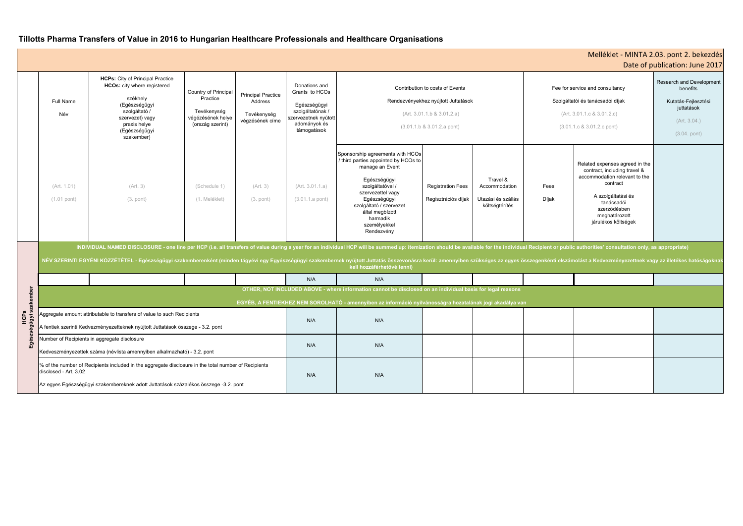# Tillotts Pharma Transfers of Value in 2016 to Hungarian Healthcare Professionals and Healthcare Organisations

Melléklet - MINTA 2.03. pont 2. bekezdés
Date of publication: June 2017

| | Full Name<br>Név | HCPs: City of Principal Practice<br>HCOs: city where registered<br>székhely (Egészségügyi szolgáltató / szervezet) vagy praxis helye (Egészségügyi szakember) | Country of Principal Practice<br>Tevékenység végzésének helye (ország szerint) | Principal Practice Address<br>Tevékenység végzésének címe | Donations and Grants to HCOs<br>Egészségügyi szolgáltatónak / szervezetnek nyújtott adományok és támogatások | Contribution to costs of Events<br>Rendezvényekhez nyújtott Juttatások<br>(Art. 3.01.1.b & 3.01.2.a)<br>(3.01.1.b & 3.01.2.a pont) | | | Fee for service and consultancy<br>Szolgáltatói és tanácsadói díjak<br>(Art. 3.01.1.c & 3.01.2.c)<br>(3.01.1.c & 3.01.2.c pont) | | Research and Development benefits<br>Kutatás-Fejlesztési juttatások<br>(Art. 3.04.)<br>(3.04. pont) |
|---|---|---|---|---|---|---|---|---|---|---|---|
| | (Art. 1.01)<br>(1.01 pont) | (Art. 3)<br>(3. pont) | (Schedule 1)<br>(1. Melléklet) | (Art. 3)<br>(3. pont) | (Art. 3.01.1.a)<br>(3.01.1.a pont) | Sponsorship agreements with HCOs / third parties appointed by HCOs to manage an Event<br>Egészségügyi szolgáltatóval / szervezettel vagy Egészségügyi szolgáltató / szervezet által megbízott harmadik személyekkel Rendezvény | Registration Fees<br>Regisztrációs díjak | Travel & Accommodation<br>Utazási és szállás költségtérítés | Fees<br>Díjak | Related expenses agreed in the contract, including travel & accommodation relevant to the contract<br>A szolgáltatási és tanácsadói szerződésben meghatározott járulékos költségek | |
| HCPs<br>Egészségügyi szakember | INDIVIDUAL NAMED DISCLOSURE - one line per HCP (i.e. all transfers of value during a year for an individual HCP will be summed up: itemization should be available for the individual Recipient or public authorities' consultation only, as appropriate)<br>NÉV SZERINTI EGYÉNI KÖZZÉTÉTEL - Egészségügyi szakemberenként (minden tágyévi egy Egyészségügyi szakembernek nyújtott Juttatás összevonásra kerül: amennyiben szükséges az egyes összegenkénti elszámolást a Kedvezményezettnek vagy az illetékes hatóságoknak kell hozzáférhetővé tenni) | | | | | | | | | | |
| | | | | | N/A | N/A | | | | | |
| | OTHER, NOT INCLUDED ABOVE - where information cannot be disclosed on an individual basis for legal reasons<br>EGYÉB, A FENTIEKHEZ NEM SOROLHATÓ - amennyiben az információ nyilvánosságra hozatalának jogi akadálya van | | | | | | | | | | |
| | Aggregate amount attributable to transfers of value to such Recipients<br>A fentiek szerinti Kedvezményezetteknek nyújtott Juttatások összege - 3.2. pont | | | | N/A | N/A | | | | | |
| | Number of Recipients in aggregate disclosure<br>Kedveszményezettek száma (névlista amennyiben alkalmazható) - 3.2. pont | | | | N/A | N/A | | | | | |
| | % of the number of Recipients included in the aggregate disclosure in the total number of Recipients disclosed - Art. 3.02<br>Az egyes Egészségügyi szakembereknek adott Juttatások százalékos összege -3.2. pont | | | | N/A | N/A | | | | | |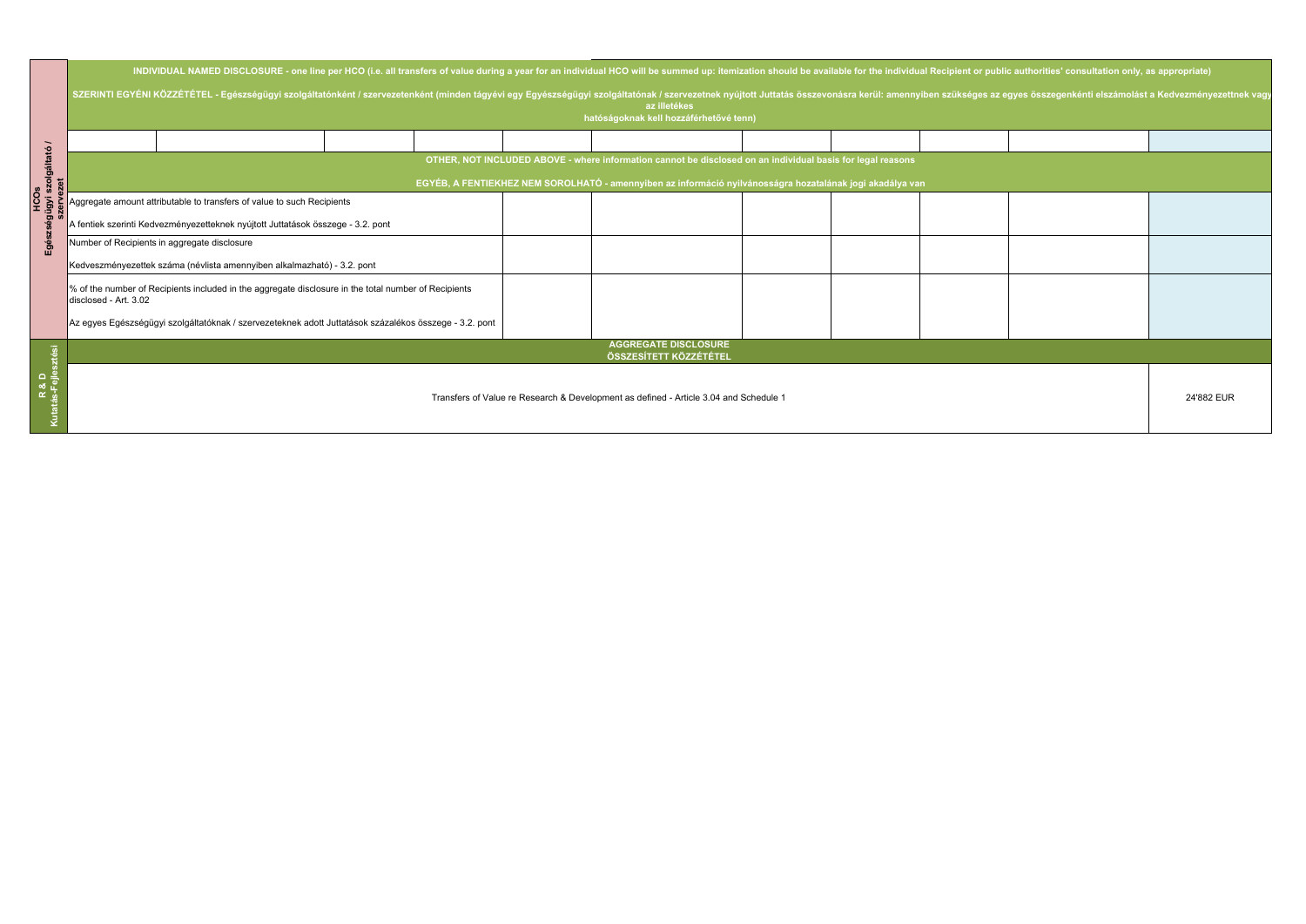| HCOs Egészségügyi szolgáltató / szervezet | INDIVIDUAL NAMED DISCLOSURE - one line per HCO (i.e. all transfers of value during a year for an individual HCO will be summed up: itemization should be available for the individual Recipient or public authorities' consultation only, as appropriate) SZERINTI EGYÉNI KÖZZÉTÉTEL - Egészségügyi szolgáltatónként / szervezetenként (minden tágyévi egy Egyészségügyi szolgáltatónak / szervezetnek nyújtott Juttatás összevonásra kerül: amennyiben szükséges az egyes összegenkénti elszámolást a Kedvezményezettnek vagy az illetékes hatóságoknak kell hozzáférhetővé tenn) | | | | | | | | | | |
|---|---|---|---|---|---|---|---|---|---|---|---|
| | | | | | | | | | | | |
| | OTHER, NOT INCLUDED ABOVE - where information cannot be disclosed on an individual basis for legal reasons EGYÉB, A FENTIEKHEZ NEM SOROLHATÓ - amennyiben az információ nyilvánosságra hozatalának jogi akadálya van | | | | | | | | | | |
| | Aggregate amount attributable to transfers of value to such Recipients A fentiek szerinti Kedvezményezetteknek nyújtott Juttatások összege - 3.2. pont | | | | | | | | | | |
| | Number of Recipients in aggregate disclosure Kedveszményezettek száma (névlista amennyiben alkalmazható) - 3.2. pont | | | | | | | | | | |
| | % of the number of Recipients included in the aggregate disclosure in the total number of Recipients disclosed - Art. 3.02 Az egyes Egészségügyi szolgáltatóknak / szervezeteknek adott Juttatások százalékos összege - 3.2. pont | | | | | | | | | | |
| R & D Kutatás-Fejlesztési | AGGREGATE DISCLOSURE ÖSSZESÍTETT KÖZZÉTÉTEL | | | | | | | | | | |
| | Transfers of Value re Research & Development as defined - Article 3.04 and Schedule 1 | | | | | | | | | | 24'882 EUR |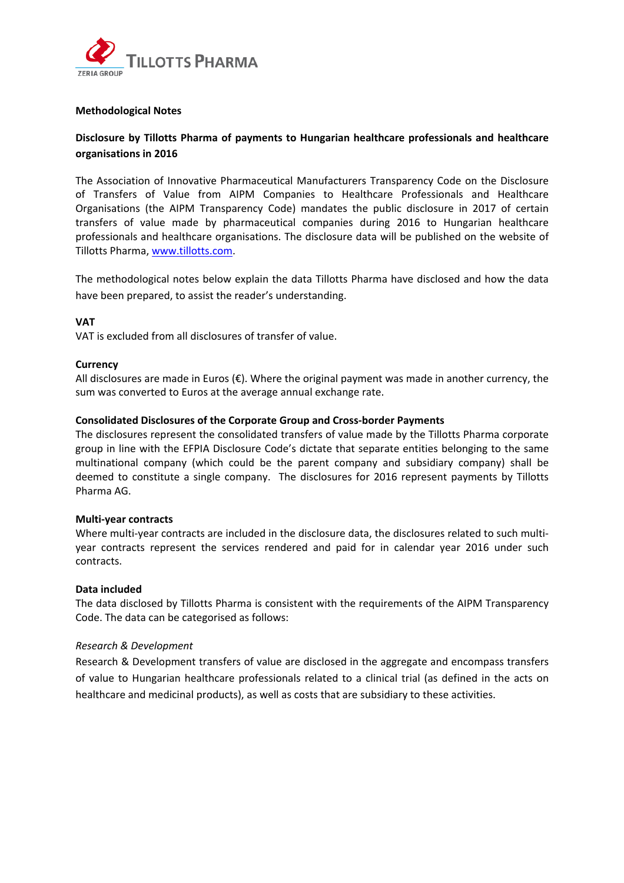**Methodological Notes**

**Disclosure by Tillotts Pharma of payments to Hungarian healthcare professionals and healthcare organisations in 2016**

The Association of Innovative Pharmaceutical Manufacturers Transparency Code on the Disclosure of Transfers of Value from AIPM Companies to Healthcare Professionals and Healthcare Organisations (the AIPM Transparency Code) mandates the public disclosure in 2017 of certain transfers of value made by pharmaceutical companies during 2016 to Hungarian healthcare professionals and healthcare organisations. The disclosure data will be published on the website of Tillotts Pharma, www.tillotts.com.

The methodological notes below explain the data Tillotts Pharma have disclosed and how the data have been prepared, to assist the reader's understanding.

**VAT**

VAT is excluded from all disclosures of transfer of value.

**Currency**

All disclosures are made in Euros (€). Where the original payment was made in another currency, the sum was converted to Euros at the average annual exchange rate.

**Consolidated Disclosures of the Corporate Group and Cross-border Payments**

The disclosures represent the consolidated transfers of value made by the Tillotts Pharma corporate group in line with the EFPIA Disclosure Code's dictate that separate entities belonging to the same multinational company (which could be the parent company and subsidiary company) shall be deemed to constitute a single company. The disclosures for 2016 represent payments by Tillotts Pharma AG.

**Multi-year contracts**

Where multi-year contracts are included in the disclosure data, the disclosures related to such multi-year contracts represent the services rendered and paid for in calendar year 2016 under such contracts.

**Data included**

The data disclosed by Tillotts Pharma is consistent with the requirements of the AIPM Transparency Code. The data can be categorised as follows:

*Research & Development*

Research & Development transfers of value are disclosed in the aggregate and encompass transfers of value to Hungarian healthcare professionals related to a clinical trial (as defined in the acts on healthcare and medicinal products), as well as costs that are subsidiary to these activities.